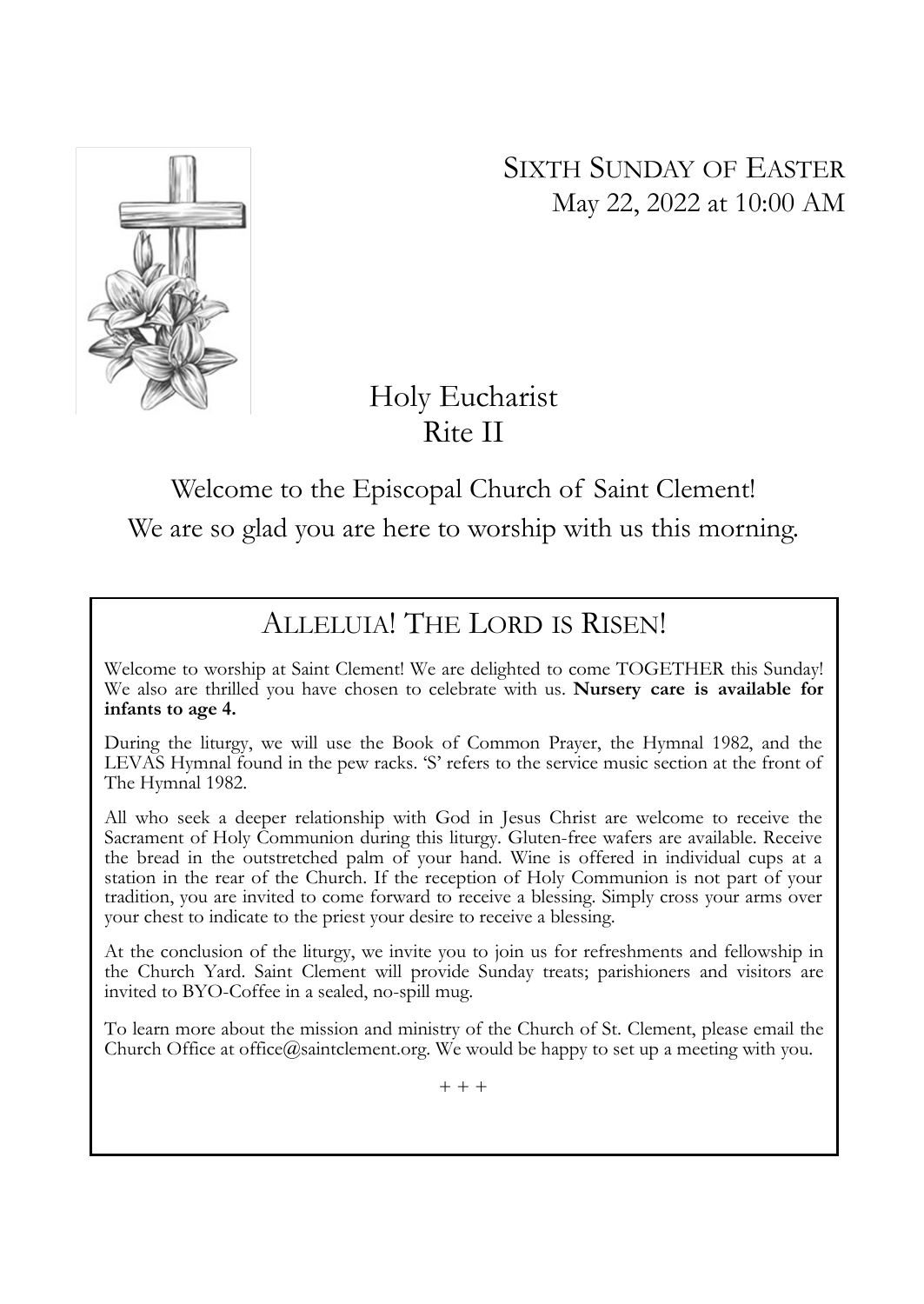# Sixth Sunday of Easter

May 22, 2022 at 10:00 AM

## Holy Eucharist
## Rite II

Welcome to the Episcopal Church of Saint Clement!
We are so glad you are here to worship with us this morning.

## Alleluia! The Lord is Risen!

Welcome to worship at Saint Clement! We are delighted to come TOGETHER this Sunday! We also are thrilled you have chosen to celebrate with us. **Nursery care is available for infants to age 4.**

During the liturgy, we will use the Book of Common Prayer, the Hymnal 1982, and the LEVAS Hymnal found in the pew racks. 'S' refers to the service music section at the front of The Hymnal 1982.

All who seek a deeper relationship with God in Jesus Christ are welcome to receive the Sacrament of Holy Communion during this liturgy. Gluten-free wafers are available. Receive the bread in the outstretched palm of your hand. Wine is offered in individual cups at a station in the rear of the Church. If the reception of Holy Communion is not part of your tradition, you are invited to come forward to receive a blessing. Simply cross your arms over your chest to indicate to the priest your desire to receive a blessing.

At the conclusion of the liturgy, we invite you to join us for refreshments and fellowship in the Church Yard. Saint Clement will provide Sunday treats; parishioners and visitors are invited to BYO-Coffee in a sealed, no-spill mug.

To learn more about the mission and ministry of the Church of St. Clement, please email the Church Office at office@saintclement.org. We would be happy to set up a meeting with you.

+ + +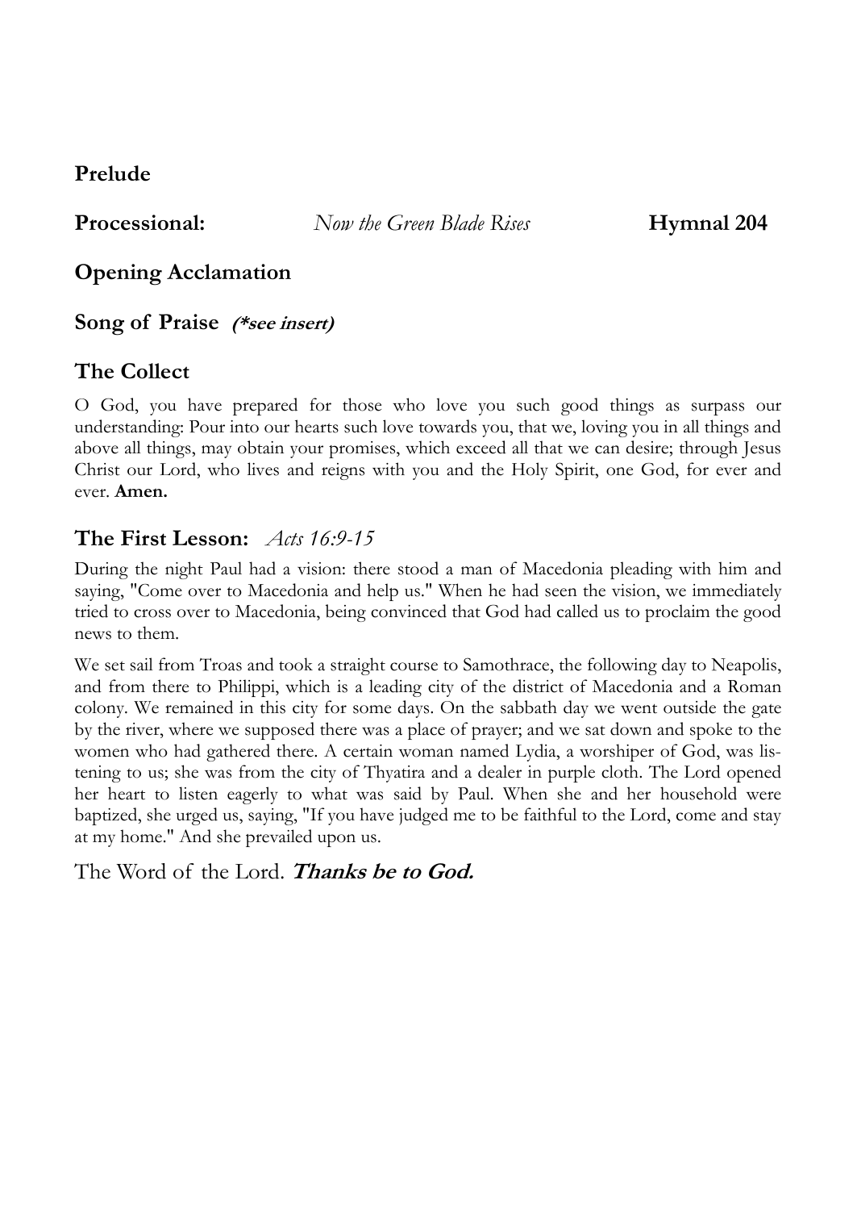## Prelude

**Processional:** *Now the Green Blade Rises* **Hymnal 204**

## Opening Acclamation

## Song of Praise ***(*see insert)***

## The Collect

O God, you have prepared for those who love you such good things as surpass our understanding: Pour into our hearts such love towards you, that we, loving you in all things and above all things, may obtain your promises, which exceed all that we can desire; through Jesus Christ our Lord, who lives and reigns with you and the Holy Spirit, one God, for ever and ever. **Amen.**

## The First Lesson: *Acts 16:9-15*

During the night Paul had a vision: there stood a man of Macedonia pleading with him and saying, "Come over to Macedonia and help us." When he had seen the vision, we immediately tried to cross over to Macedonia, being convinced that God had called us to proclaim the good news to them.

We set sail from Troas and took a straight course to Samothrace, the following day to Neapolis, and from there to Philippi, which is a leading city of the district of Macedonia and a Roman colony. We remained in this city for some days. On the sabbath day we went outside the gate by the river, where we supposed there was a place of prayer; and we sat down and spoke to the women who had gathered there. A certain woman named Lydia, a worshiper of God, was listening to us; she was from the city of Thyatira and a dealer in purple cloth. The Lord opened her heart to listen eagerly to what was said by Paul. When she and her household were baptized, she urged us, saying, "If you have judged me to be faithful to the Lord, come and stay at my home." And she prevailed upon us.

The Word of the Lord. ***Thanks be to God.***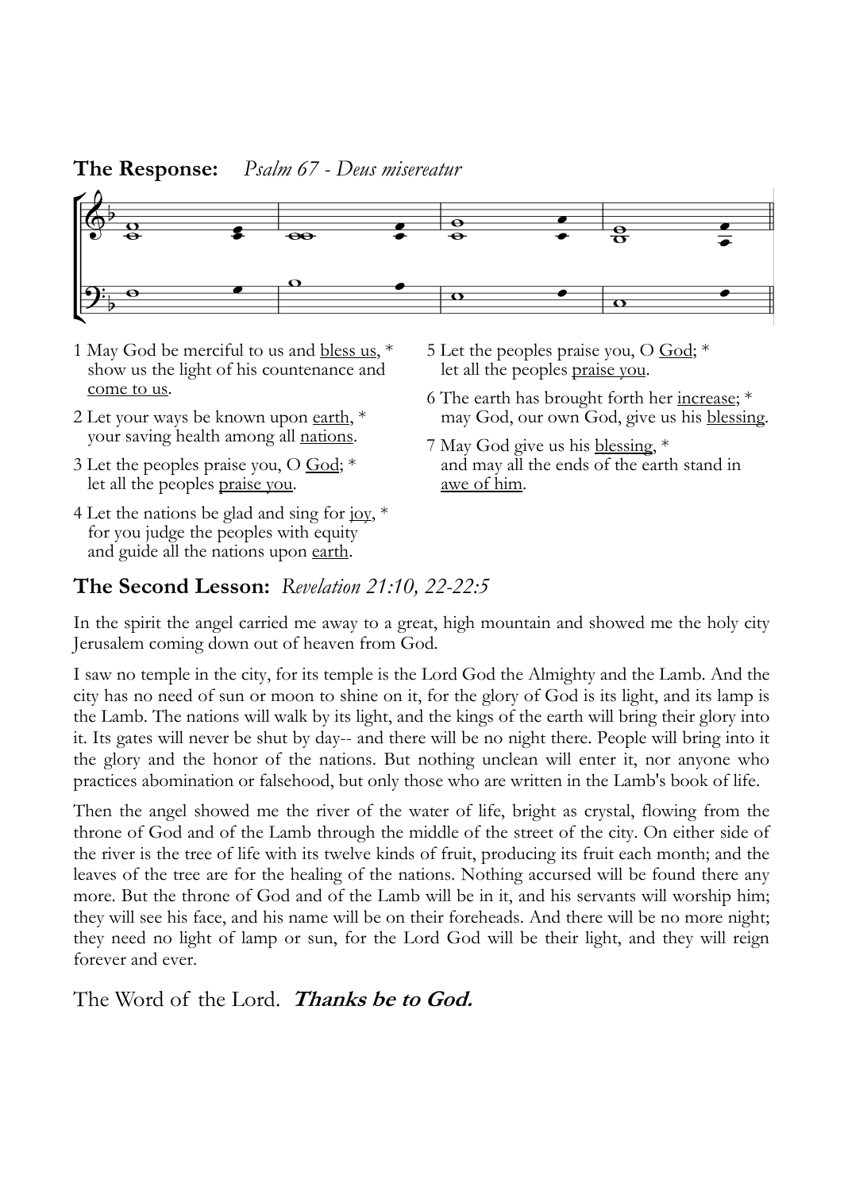**The Response:** *Psalm 67 - Deus misereatur*

1 May God be merciful to us and <u>bless us</u>, *
 show us the light of his countenance and <u>come to us</u>.

2 Let your ways be known upon <u>earth</u>, *
 your saving health among all <u>nations</u>.

3 Let the peoples praise you, O <u>God</u>; *
 let all the peoples <u>praise you</u>.

4 Let the nations be glad and sing for <u>joy</u>, *
 for you judge the peoples with equity
 and guide all the nations upon <u>earth</u>.

5 Let the peoples praise you, O <u>God</u>; *
 let all the peoples <u>praise you</u>.

6 The earth has brought forth her <u>increase</u>; *
 may God, our own God, give us his <u>blessing</u>.

7 May God give us his <u>blessing</u>, *
 and may all the ends of the earth stand in <u>awe of him</u>.

## The Second Lesson: *Revelation 21:10, 22-22:5*

In the spirit the angel carried me away to a great, high mountain and showed me the holy city Jerusalem coming down out of heaven from God.

I saw no temple in the city, for its temple is the Lord God the Almighty and the Lamb. And the city has no need of sun or moon to shine on it, for the glory of God is its light, and its lamp is the Lamb. The nations will walk by its light, and the kings of the earth will bring their glory into it. Its gates will never be shut by day-- and there will be no night there. People will bring into it the glory and the honor of the nations. But nothing unclean will enter it, nor anyone who practices abomination or falsehood, but only those who are written in the Lamb's book of life.

Then the angel showed me the river of the water of life, bright as crystal, flowing from the throne of God and of the Lamb through the middle of the street of the city. On either side of the river is the tree of life with its twelve kinds of fruit, producing its fruit each month; and the leaves of the tree are for the healing of the nations. Nothing accursed will be found there any more. But the throne of God and of the Lamb will be in it, and his servants will worship him; they will see his face, and his name will be on their foreheads. And there will be no more night; they need no light of lamp or sun, for the Lord God will be their light, and they will reign forever and ever.

The Word of the Lord. ***Thanks be to God.***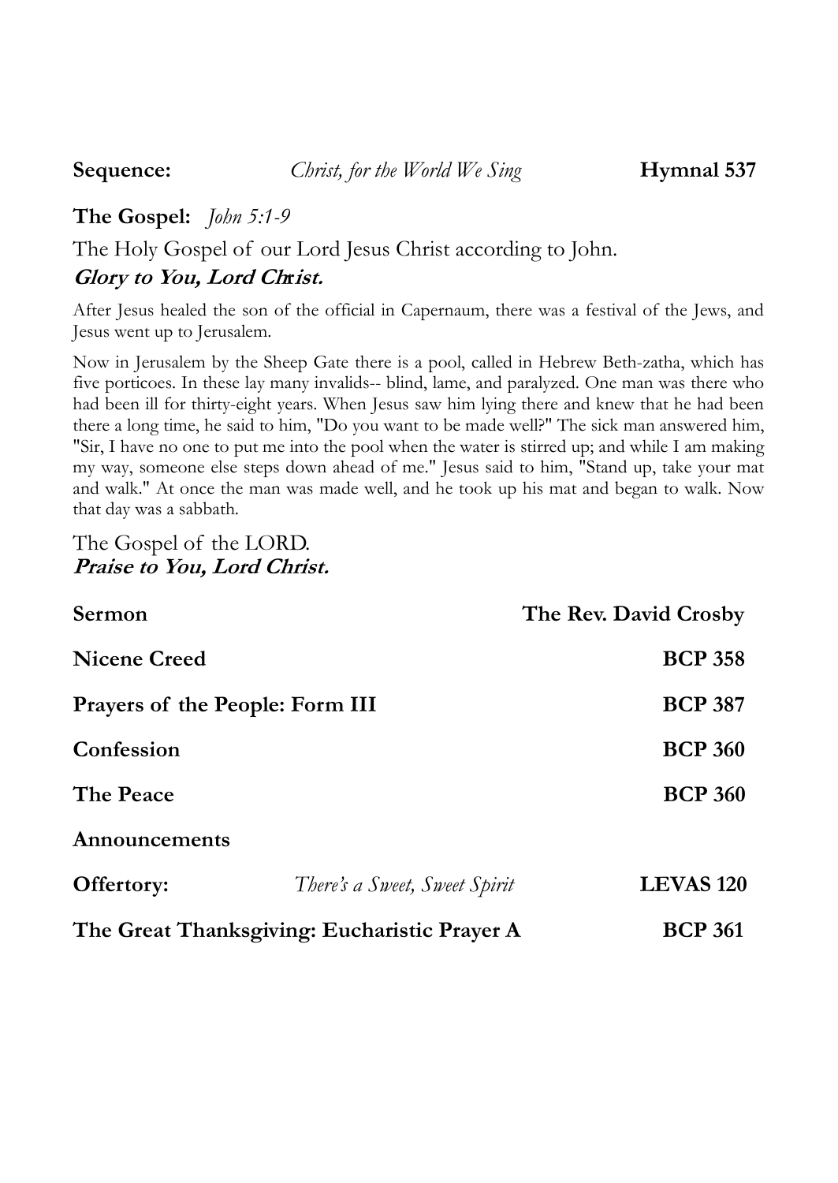**Sequence:** *Christ, for the World We Sing* **Hymnal 537**

**The Gospel:** *John 5:1-9*

The Holy Gospel of our Lord Jesus Christ according to John.
***Glory to You, Lord Christ.***

After Jesus healed the son of the official in Capernaum, there was a festival of the Jews, and Jesus went up to Jerusalem.

Now in Jerusalem by the Sheep Gate there is a pool, called in Hebrew Beth-zatha, which has five porticoes. In these lay many invalids-- blind, lame, and paralyzed. One man was there who had been ill for thirty-eight years. When Jesus saw him lying there and knew that he had been there a long time, he said to him, "Do you want to be made well?" The sick man answered him, "Sir, I have no one to put me into the pool when the water is stirred up; and while I am making my way, someone else steps down ahead of me." Jesus said to him, "Stand up, take your mat and walk." At once the man was made well, and he took up his mat and began to walk. Now that day was a sabbath.

The Gospel of the LORD.
***Praise to You, Lord Christ.***

**Sermon** **The Rev. David Crosby**

**Nicene Creed** **BCP 358**

**Prayers of the People: Form III** **BCP 387**

**Confession** **BCP 360**

**The Peace** **BCP 360**

**Announcements**

**Offertory:** *There's a Sweet, Sweet Spirit* **LEVAS 120**

**The Great Thanksgiving: Eucharistic Prayer A** **BCP 361**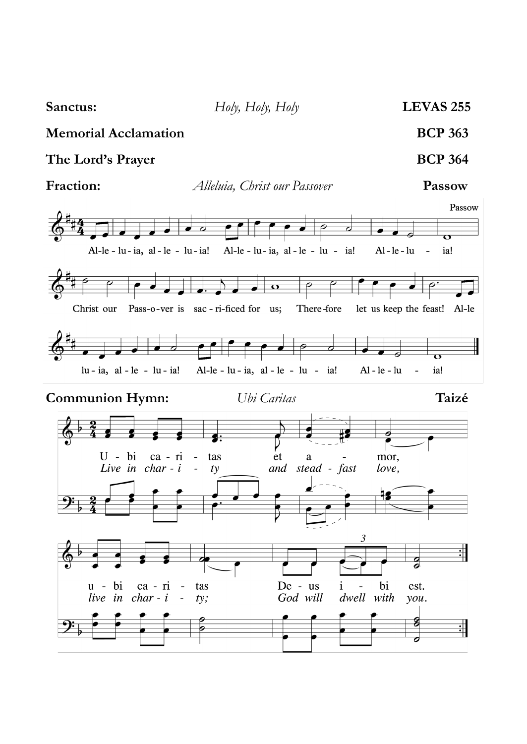**Sanctus:** *Holy, Holy, Holy* **LEVAS 255**

**Memorial Acclamation** **BCP 363**

**The Lord's Prayer** **BCP 364**

**Fraction:** *Alleluia, Christ our Passover* **Passow**

Passow

Al-le - lu - ia, al - le - lu - ia! Al-le - lu - ia, al - le - lu - ia! Al - le - lu - ia!

Christ our Pass-o-ver is sac - ri-ficed for us; There-fore let us keep the feast! Al-le

lu - ia, al - le - lu - ia! Al-le - lu - ia, al - le - lu - ia! Al - le - lu - ia!

**Communion Hymn:** *Ubi Caritas* **Taizé**

U - bi ca - ri - tas et a - mor,
*Live in char - i - ty and stead - fast love,*

u - bi ca - ri - tas De - us i - bi est.
*live in char - i - ty; God will dwell with you.*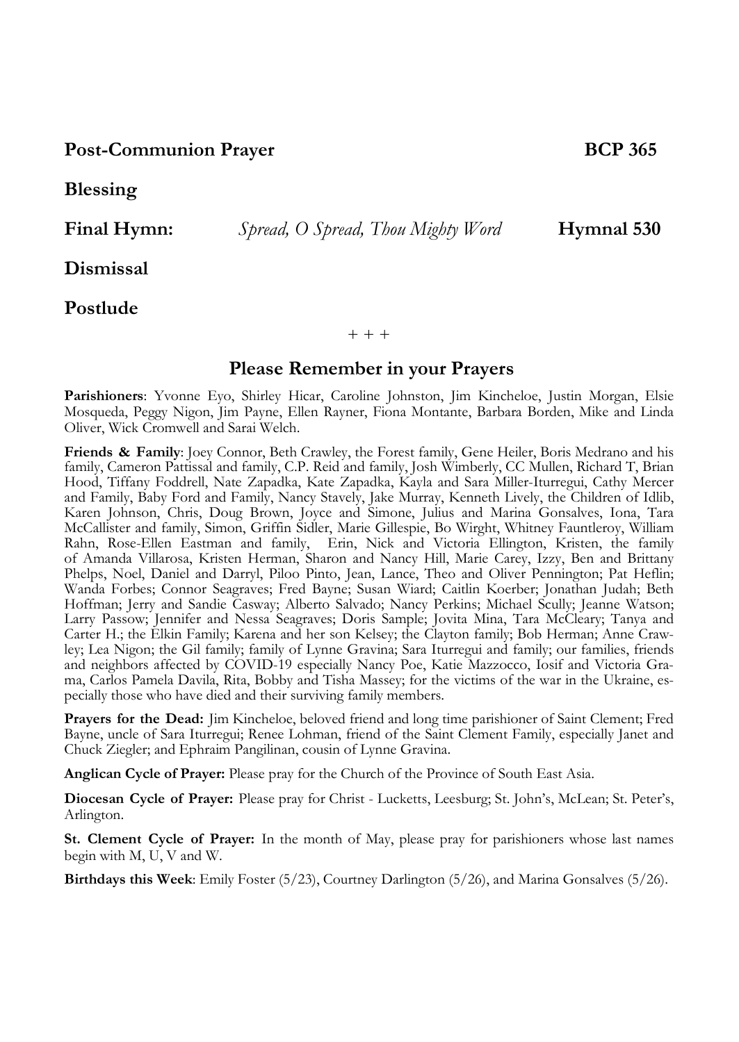**Post-Communion Prayer** **BCP 365**

**Blessing**

**Final Hymn:** *Spread, O Spread, Thou Mighty Word* **Hymnal 530**

**Dismissal**

**Postlude**

+ + +

## Please Remember in your Prayers

**Parishioners**: Yvonne Eyo, Shirley Hicar, Caroline Johnston, Jim Kincheloe, Justin Morgan, Elsie Mosqueda, Peggy Nigon, Jim Payne, Ellen Rayner, Fiona Montante, Barbara Borden, Mike and Linda Oliver, Wick Cromwell and Sarai Welch.

**Friends & Family**: Joey Connor, Beth Crawley, the Forest family, Gene Heiler, Boris Medrano and his family, Cameron Pattissal and family, C.P. Reid and family, Josh Wimberly, CC Mullen, Richard T, Brian Hood, Tiffany Foddrell, Nate Zapadka, Kate Zapadka, Kayla and Sara Miller-Iturregui, Cathy Mercer and Family, Baby Ford and Family, Nancy Stavely, Jake Murray, Kenneth Lively, the Children of Idlib, Karen Johnson, Chris, Doug Brown, Joyce and Simone, Julius and Marina Gonsalves, Iona, Tara McCallister and family, Simon, Griffin Sidler, Marie Gillespie, Bo Wirght, Whitney Fauntleroy, William Rahn, Rose-Ellen Eastman and family, Erin, Nick and Victoria Ellington, Kristen, the family of Amanda Villarosa, Kristen Herman, Sharon and Nancy Hill, Marie Carey, Izzy, Ben and Brittany Phelps, Noel, Daniel and Darryl, Piloo Pinto, Jean, Lance, Theo and Oliver Pennington; Pat Heflin; Wanda Forbes; Connor Seagraves; Fred Bayne; Susan Wiard; Caitlin Koerber; Jonathan Judah; Beth Hoffman; Jerry and Sandie Casway; Alberto Salvado; Nancy Perkins; Michael Scully; Jeanne Watson; Larry Passow; Jennifer and Nessa Seagraves; Doris Sample; Jovita Mina, Tara McCleary; Tanya and Carter H.; the Elkin Family; Karena and her son Kelsey; the Clayton family; Bob Herman; Anne Crawley; Lea Nigon; the Gil family; family of Lynne Gravina; Sara Iturregui and family; our families, friends and neighbors affected by COVID-19 especially Nancy Poe, Katie Mazzocco, Iosif and Victoria Grama, Carlos Pamela Davila, Rita, Bobby and Tisha Massey; for the victims of the war in the Ukraine, especially those who have died and their surviving family members.

**Prayers for the Dead:** Jim Kincheloe, beloved friend and long time parishioner of Saint Clement; Fred Bayne, uncle of Sara Iturregui; Renee Lohman, friend of the Saint Clement Family, especially Janet and Chuck Ziegler; and Ephraim Pangilinan, cousin of Lynne Gravina.

**Anglican Cycle of Prayer:** Please pray for the Church of the Province of South East Asia.

**Diocesan Cycle of Prayer:** Please pray for Christ - Lucketts, Leesburg; St. John's, McLean; St. Peter's, Arlington.

**St. Clement Cycle of Prayer:** In the month of May, please pray for parishioners whose last names begin with M, U, V and W.

**Birthdays this Week**: Emily Foster (5/23), Courtney Darlington (5/26), and Marina Gonsalves (5/26).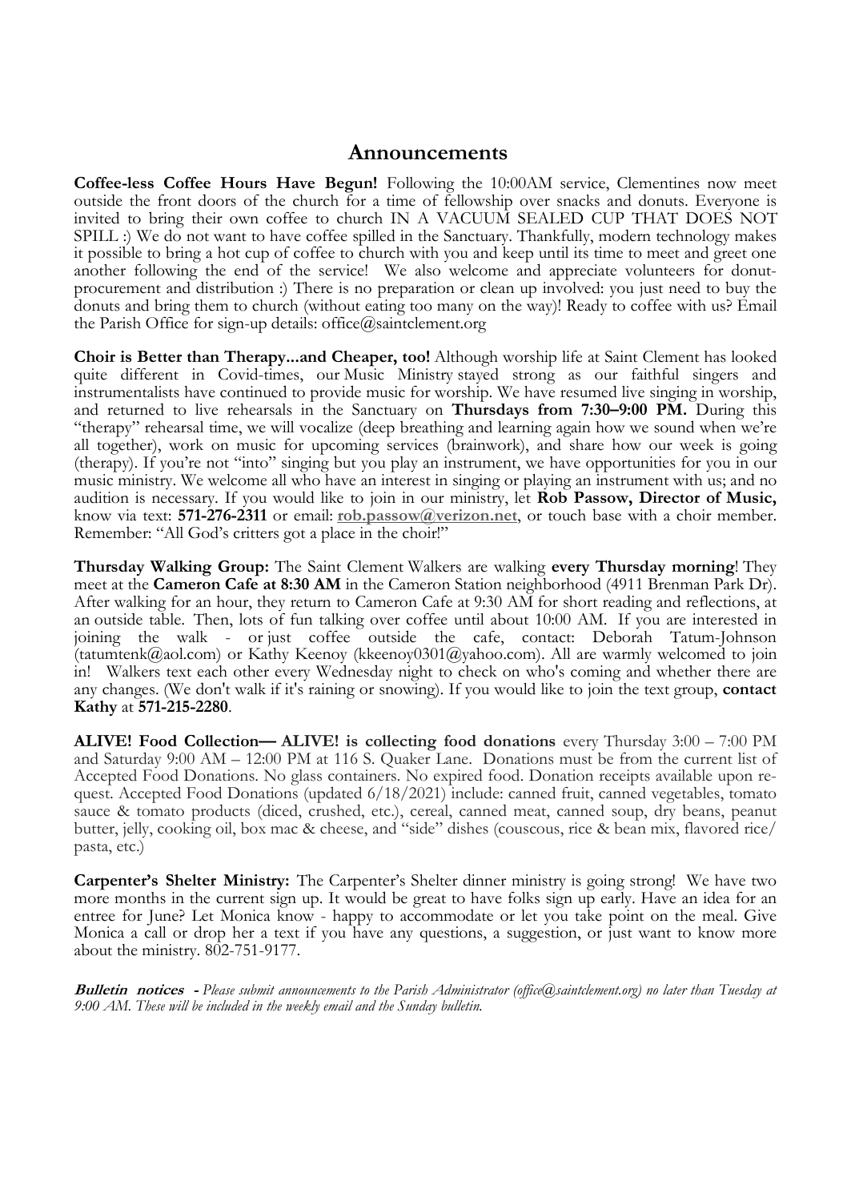## Announcements

**Coffee-less Coffee Hours Have Begun!** Following the 10:00AM service, Clementines now meet outside the front doors of the church for a time of fellowship over snacks and donuts. Everyone is invited to bring their own coffee to church IN A VACUUM SEALED CUP THAT DOES NOT SPILL :) We do not want to have coffee spilled in the Sanctuary. Thankfully, modern technology makes it possible to bring a hot cup of coffee to church with you and keep until its time to meet and greet one another following the end of the service! We also welcome and appreciate volunteers for donut-procurement and distribution :) There is no preparation or clean up involved: you just need to buy the donuts and bring them to church (without eating too many on the way)! Ready to coffee with us? Email the Parish Office for sign-up details: office@saintclement.org

**Choir is Better than Therapy...and Cheaper, too!** Although worship life at Saint Clement has looked quite different in Covid-times, our Music Ministry stayed strong as our faithful singers and instrumentalists have continued to provide music for worship. We have resumed live singing in worship, and returned to live rehearsals in the Sanctuary on **Thursdays from 7:30–9:00 PM.** During this "therapy" rehearsal time, we will vocalize (deep breathing and learning again how we sound when we're all together), work on music for upcoming services (brainwork), and share how our week is going (therapy). If you're not "into" singing but you play an instrument, we have opportunities for you in our music ministry. We welcome all who have an interest in singing or playing an instrument with us; and no audition is necessary. If you would like to join in our ministry, let **Rob Passow, Director of Music,** know via text: **571-276-2311** or email: **rob.passow@verizon.net**, or touch base with a choir member. Remember: "All God's critters got a place in the choir!"

**Thursday Walking Group:** The Saint Clement Walkers are walking **every Thursday morning**! They meet at the **Cameron Cafe at 8:30 AM** in the Cameron Station neighborhood (4911 Brenman Park Dr). After walking for an hour, they return to Cameron Cafe at 9:30 AM for short reading and reflections, at an outside table. Then, lots of fun talking over coffee until about 10:00 AM. If you are interested in joining the walk - or just coffee outside the cafe, contact: Deborah Tatum-Johnson (tatumtenk@aol.com) or Kathy Keenoy (kkeenoy0301@yahoo.com). All are warmly welcomed to join in! Walkers text each other every Wednesday night to check on who's coming and whether there are any changes. (We don't walk if it's raining or snowing). If you would like to join the text group, **contact Kathy** at **571-215-2280**.

**ALIVE! Food Collection— ALIVE! is collecting food donations** every Thursday 3:00 – 7:00 PM and Saturday 9:00 AM – 12:00 PM at 116 S. Quaker Lane. Donations must be from the current list of Accepted Food Donations. No glass containers. No expired food. Donation receipts available upon request. Accepted Food Donations (updated 6/18/2021) include: canned fruit, canned vegetables, tomato sauce & tomato products (diced, crushed, etc.), cereal, canned meat, canned soup, dry beans, peanut butter, jelly, cooking oil, box mac & cheese, and "side" dishes (couscous, rice & bean mix, flavored rice/pasta, etc.)

**Carpenter's Shelter Ministry:** The Carpenter's Shelter dinner ministry is going strong! We have two more months in the current sign up. It would be great to have folks sign up early. Have an idea for an entree for June? Let Monica know - happy to accommodate or let you take point on the meal. Give Monica a call or drop her a text if you have any questions, a suggestion, or just want to know more about the ministry. 802-751-9177.

***Bulletin notices*** *- Please submit announcements to the Parish Administrator (office@saintclement.org) no later than Tuesday at 9:00 AM. These will be included in the weekly email and the Sunday bulletin.*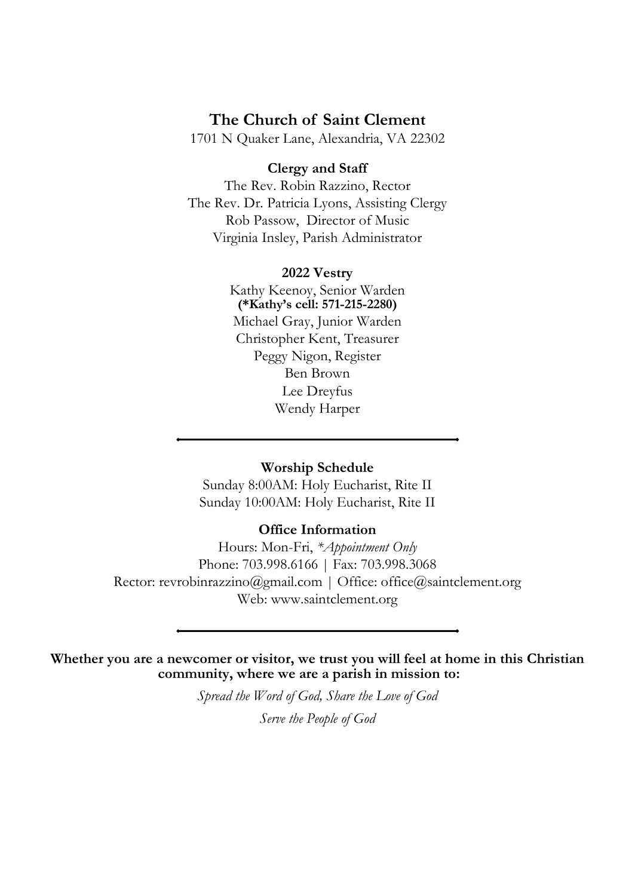## The Church of Saint Clement

1701 N Quaker Lane, Alexandria, VA 22302

**Clergy and Staff**

The Rev. Robin Razzino, Rector
The Rev. Dr. Patricia Lyons, Assisting Clergy
Rob Passow, Director of Music
Virginia Insley, Parish Administrator

**2022 Vestry**

Kathy Keenoy, Senior Warden
**(*Kathy's cell: 571-215-2280)**
Michael Gray, Junior Warden
Christopher Kent, Treasurer
Peggy Nigon, Register
Ben Brown
Lee Dreyfus
Wendy Harper

---

**Worship Schedule**

Sunday 8:00AM: Holy Eucharist, Rite II
Sunday 10:00AM: Holy Eucharist, Rite II

**Office Information**

Hours: Mon-Fri, *\*Appointment Only*
Phone: 703.998.6166 | Fax: 703.998.3068
Rector: revrobinrazzino@gmail.com | Office: office@saintclement.org
Web: www.saintclement.org

---

**Whether you are a newcomer or visitor, we trust you will feel at home in this Christian community, where we are a parish in mission to:**

*Spread the Word of God, Share the Love of God*

*Serve the People of God*